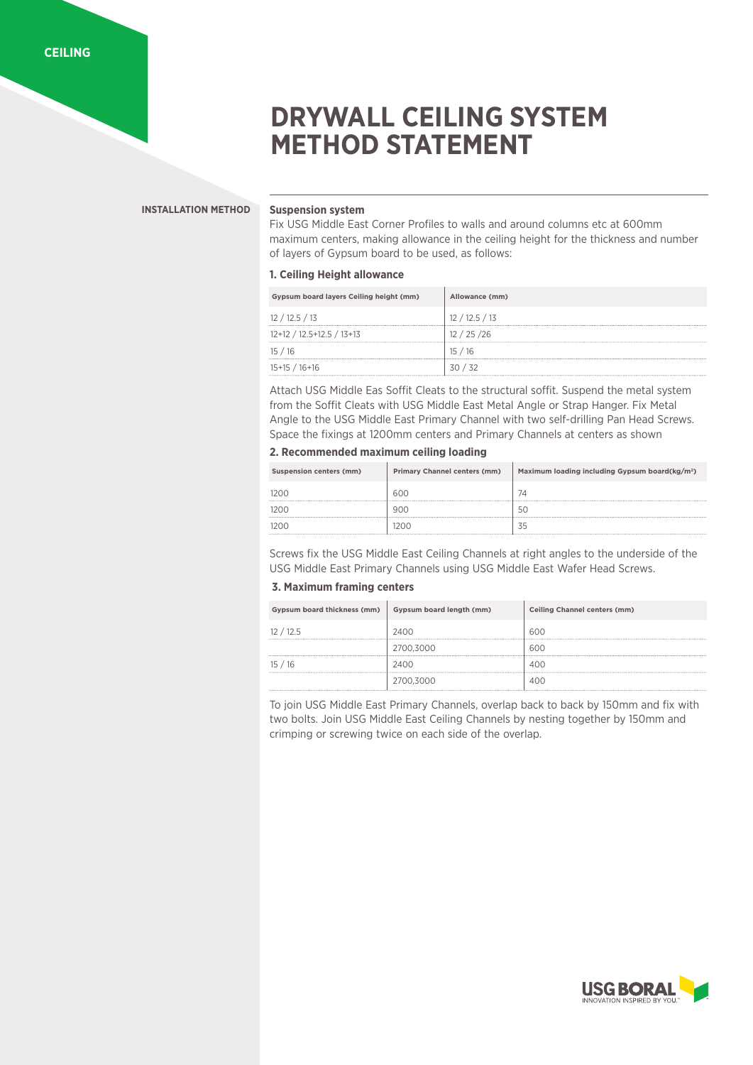CEILING

# DRYWALL CEILING SYSTEM METHOD STATEMENT

**INSTALLATION METHOD**

**Suspension system**

Fix USG Middle East Corner Profiles to walls and around columns etc at 600mm maximum centers, making allowance in the ceiling height for the thickness and number of layers of Gypsum board to be used, as follows:

### 1. Ceiling Height allowance

| Gypsum board layers Ceiling height (mm) | Allowance (mm) |
|---|---|
| 12 / 12.5 / 13 | 12 / 12.5 / 13 |
| 12+12 / 12.5+12.5 / 13+13 | 12 / 25 /26 |
| 15 / 16 | 15 / 16 |
| 15+15 / 16+16 | 30 / 32 |

Attach USG Middle Eas Soffit Cleats to the structural soffit. Suspend the metal system from the Soffit Cleats with USG Middle East Metal Angle or Strap Hanger. Fix Metal Angle to the USG Middle East Primary Channel with two self-drilling Pan Head Screws. Space the fixings at 1200mm centers and Primary Channels at centers as shown

### 2. Recommended maximum ceiling loading

| Suspension centers (mm) | Primary Channel centers (mm) | Maximum loading including Gypsum board(kg/m²) |
|---|---|---|
| 1200 | 600 | 74 |
| 1200 | 900 | 50 |
| 1200 | 1200 | 35 |

Screws fix the USG Middle East Ceiling Channels at right angles to the underside of the USG Middle East Primary Channels using USG Middle East Wafer Head Screws.

### 3. Maximum framing centers

| Gypsum board thickness (mm) | Gypsum board length (mm) | Ceiling Channel centers (mm) |
|---|---|---|
| 12 / 12.5 | 2400 | 600 |
| | 2700,3000 | 600 |
| 15 / 16 | 2400 | 400 |
| | 2700,3000 | 400 |

To join USG Middle East Primary Channels, overlap back to back by 150mm and fix with two bolts. Join USG Middle East Ceiling Channels by nesting together by 150mm and crimping or screwing twice on each side of the overlap.

USG BORAL
INNOVATION INSPIRED BY YOU.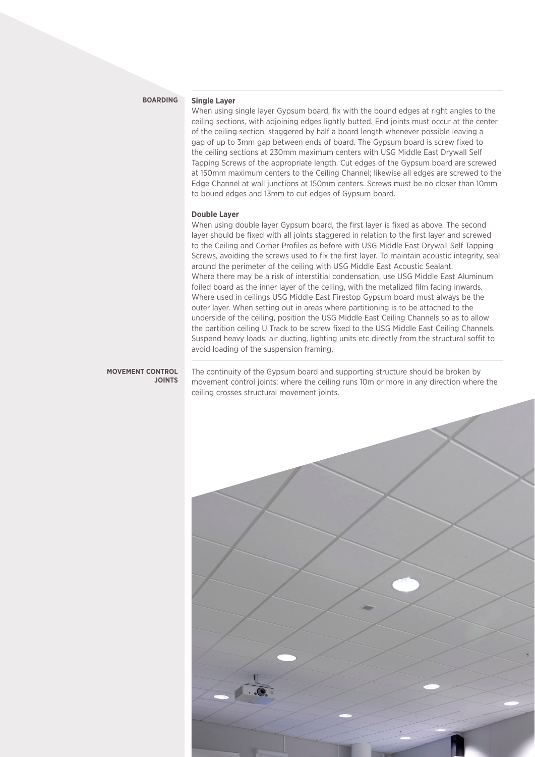## BOARDING

### Single Layer

When using single layer Gypsum board, fix with the bound edges at right angles to the ceiling sections, with adjoining edges lightly butted. End joints must occur at the center of the ceiling section, staggered by half a board length whenever possible leaving a gap of up to 3mm gap between ends of board. The Gypsum board is screw fixed to the ceiling sections at 230mm maximum centers with USG Middle East Drywall Self Tapping Screws of the appropriate length. Cut edges of the Gypsum board are screwed at 150mm maximum centers to the Ceiling Channel; likewise all edges are screwed to the Edge Channel at wall junctions at 150mm centers. Screws must be no closer than 10mm to bound edges and 13mm to cut edges of Gypsum board.

### Double Layer

When using double layer Gypsum board, the first layer is fixed as above. The second layer should be fixed with all joints staggered in relation to the first layer and screwed to the Ceiling and Corner Profiles as before with USG Middle East Drywall Self Tapping Screws, avoiding the screws used to fix the first layer. To maintain acoustic integrity, seal around the perimeter of the ceiling with USG Middle East Acoustic Sealant.
Where there may be a risk of interstitial condensation, use USG Middle East Aluminum foiled board as the inner layer of the ceiling, with the metalized film facing inwards. Where used in ceilings USG Middle East Firestop Gypsum board must always be the outer layer. When setting out in areas where partitioning is to be attached to the underside of the ceiling, position the USG Middle East Ceiling Channels so as to allow the partition ceiling U Track to be screw fixed to the USG Middle East Ceiling Channels. Suspend heavy loads, air ducting, lighting units etc directly from the structural soffit to avoid loading of the suspension framing.

## MOVEMENT CONTROL JOINTS

The continuity of the Gypsum board and supporting structure should be broken by movement control joints: where the ceiling runs 10m or more in any direction where the ceiling crosses structural movement joints.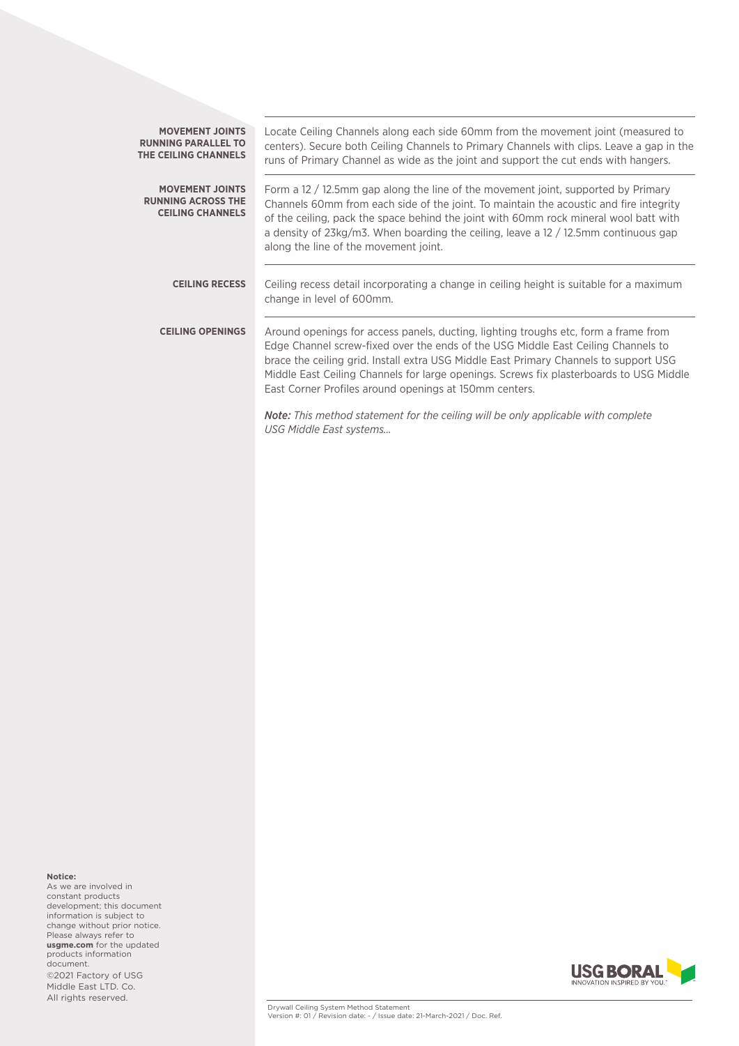**MOVEMENT JOINTS RUNNING PARALLEL TO THE CEILING CHANNELS**

Locate Ceiling Channels along each side 60mm from the movement joint (measured to centers). Secure both Ceiling Channels to Primary Channels with clips. Leave a gap in the runs of Primary Channel as wide as the joint and support the cut ends with hangers.

**MOVEMENT JOINTS RUNNING ACROSS THE CEILING CHANNELS**

Form a 12 / 12.5mm gap along the line of the movement joint, supported by Primary Channels 60mm from each side of the joint. To maintain the acoustic and fire integrity of the ceiling, pack the space behind the joint with 60mm rock mineral wool batt with a density of 23kg/m3. When boarding the ceiling, leave a 12 / 12.5mm continuous gap along the line of the movement joint.

**CEILING RECESS**

Ceiling recess detail incorporating a change in ceiling height is suitable for a maximum change in level of 600mm.

**CEILING OPENINGS**

Around openings for access panels, ducting, lighting troughs etc, form a frame from Edge Channel screw-fixed over the ends of the USG Middle East Ceiling Channels to brace the ceiling grid. Install extra USG Middle East Primary Channels to support USG Middle East Ceiling Channels for large openings. Screws fix plasterboards to USG Middle East Corner Profiles around openings at 150mm centers.

***Note:*** *This method statement for the ceiling will be only applicable with complete USG Middle East systems...*

**Notice:**
As we are involved in constant products development; this document information is subject to change without prior notice. Please always refer to **usgme.com** for the updated products information document.
©2021 Factory of USG Middle East LTD. Co.
All rights reserved.

USG BORAL
INNOVATION INSPIRED BY YOU.

Drywall Ceiling System Method Statement
Version #: 01 / Revision date: - / Issue date: 21-March-2021 / Doc. Ref.